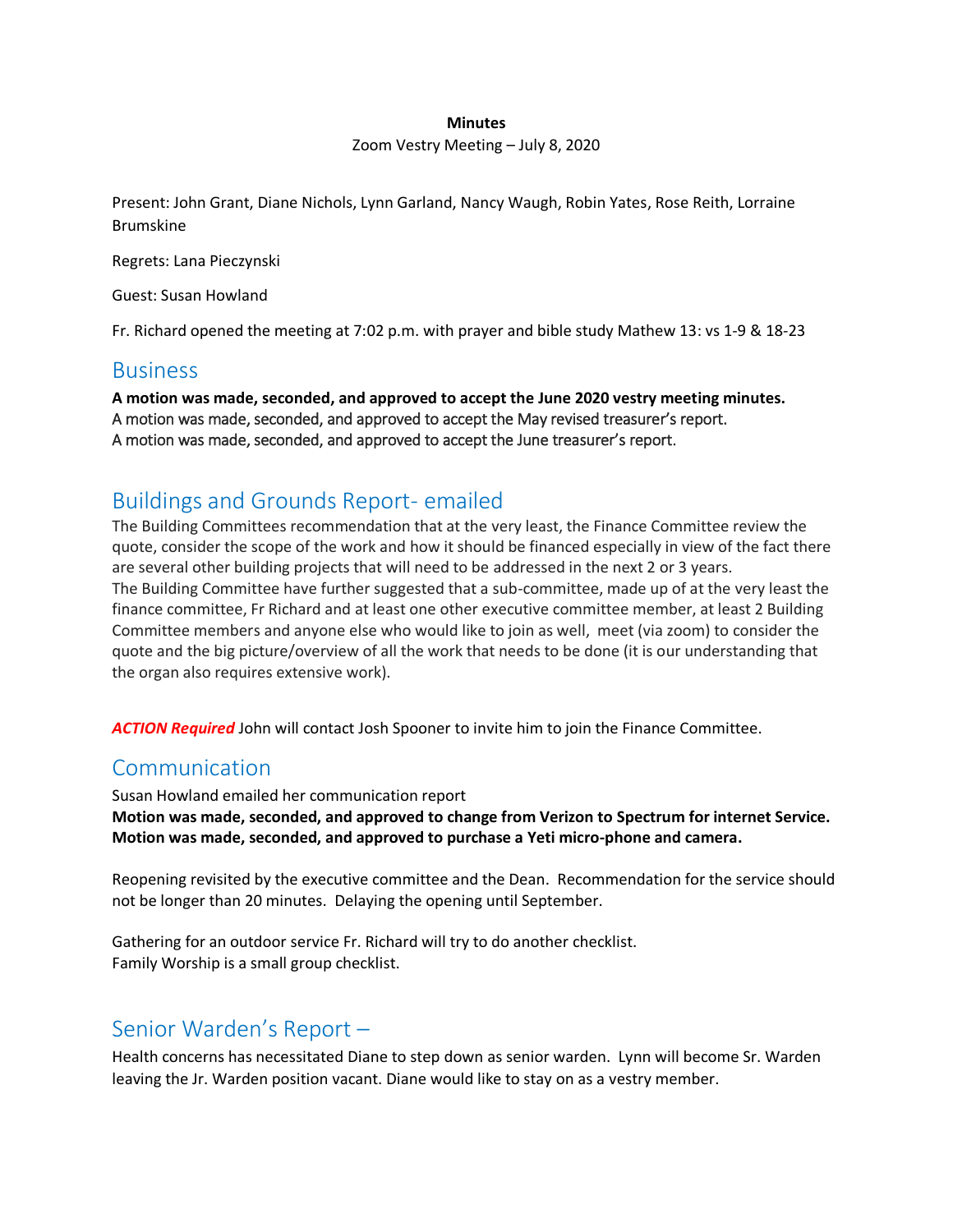**Minutes**

Zoom Vestry Meeting – July 8, 2020

Present: John Grant, Diane Nichols, Lynn Garland, Nancy Waugh, Robin Yates, Rose Reith, Lorraine Brumskine

Regrets: Lana Pieczynski

Guest: Susan Howland

Fr. Richard opened the meeting at 7:02 p.m. with prayer and bible study Mathew 13: vs 1-9 & 18-23

## Business

**A motion was made, seconded, and approved to accept the June 2020 vestry meeting minutes.**
A motion was made, seconded, and approved to accept the May revised treasurer's report.
A motion was made, seconded, and approved to accept the June treasurer's report.

## Buildings and Grounds Report- emailed

The Building Committees recommendation that at the very least, the Finance Committee review the quote, consider the scope of the work and how it should be financed especially in view of the fact there are several other building projects that will need to be addressed in the next 2 or 3 years.
The Building Committee have further suggested that a sub-committee, made up of at the very least the finance committee, Fr Richard and at least one other executive committee member, at least 2 Building Committee members and anyone else who would like to join as well, meet (via zoom) to consider the quote and the big picture/overview of all the work that needs to be done (it is our understanding that the organ also requires extensive work).

***ACTION Required*** John will contact Josh Spooner to invite him to join the Finance Committee.

## Communication

Susan Howland emailed her communication report
**Motion was made, seconded, and approved to change from Verizon to Spectrum for internet Service.**
**Motion was made, seconded, and approved to purchase a Yeti micro-phone and camera.**

Reopening revisited by the executive committee and the Dean. Recommendation for the service should not be longer than 20 minutes. Delaying the opening until September.

Gathering for an outdoor service Fr. Richard will try to do another checklist.
Family Worship is a small group checklist.

## Senior Warden's Report –

Health concerns has necessitated Diane to step down as senior warden. Lynn will become Sr. Warden leaving the Jr. Warden position vacant. Diane would like to stay on as a vestry member.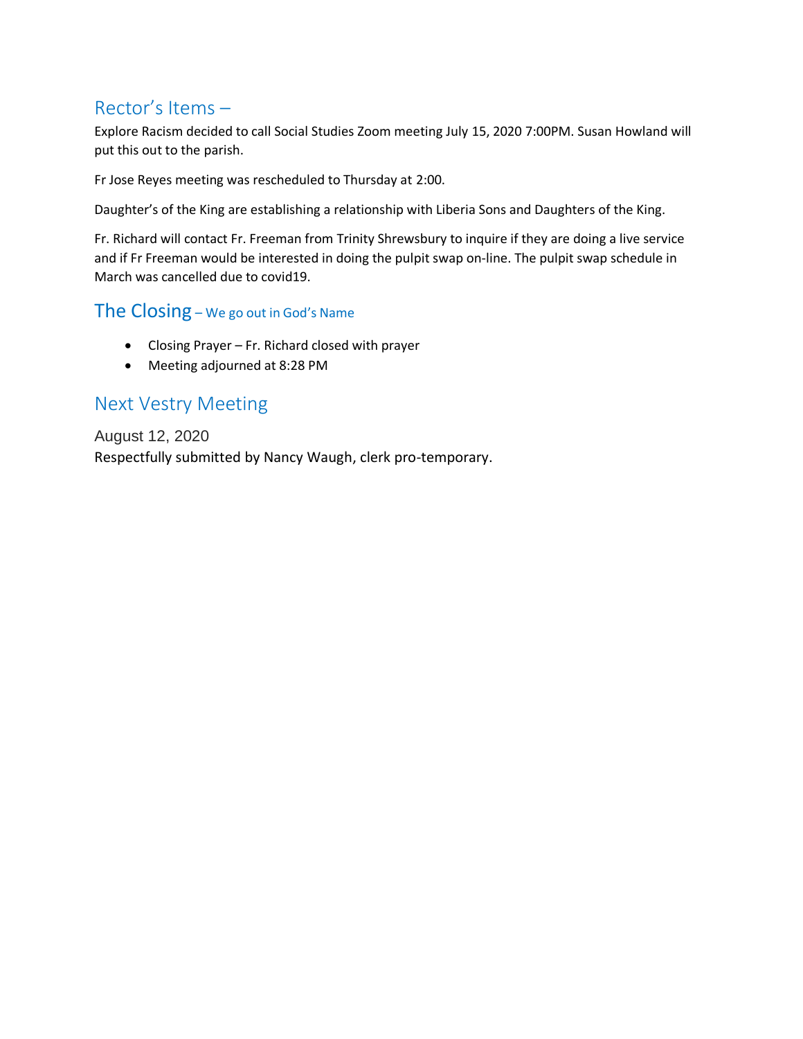## Rector's Items –

Explore Racism decided to call Social Studies Zoom meeting July 15, 2020 7:00PM. Susan Howland will put this out to the parish.

Fr Jose Reyes meeting was rescheduled to Thursday at 2:00.

Daughter's of the King are establishing a relationship with Liberia Sons and Daughters of the King.

Fr. Richard will contact Fr. Freeman from Trinity Shrewsbury to inquire if they are doing a live service and if Fr Freeman would be interested in doing the pulpit swap on-line. The pulpit swap schedule in March was cancelled due to covid19.

## The Closing – We go out in God's Name

- Closing Prayer – Fr. Richard closed with prayer
- Meeting adjourned at 8:28 PM

## Next Vestry Meeting

August 12, 2020

Respectfully submitted by Nancy Waugh, clerk pro-temporary.